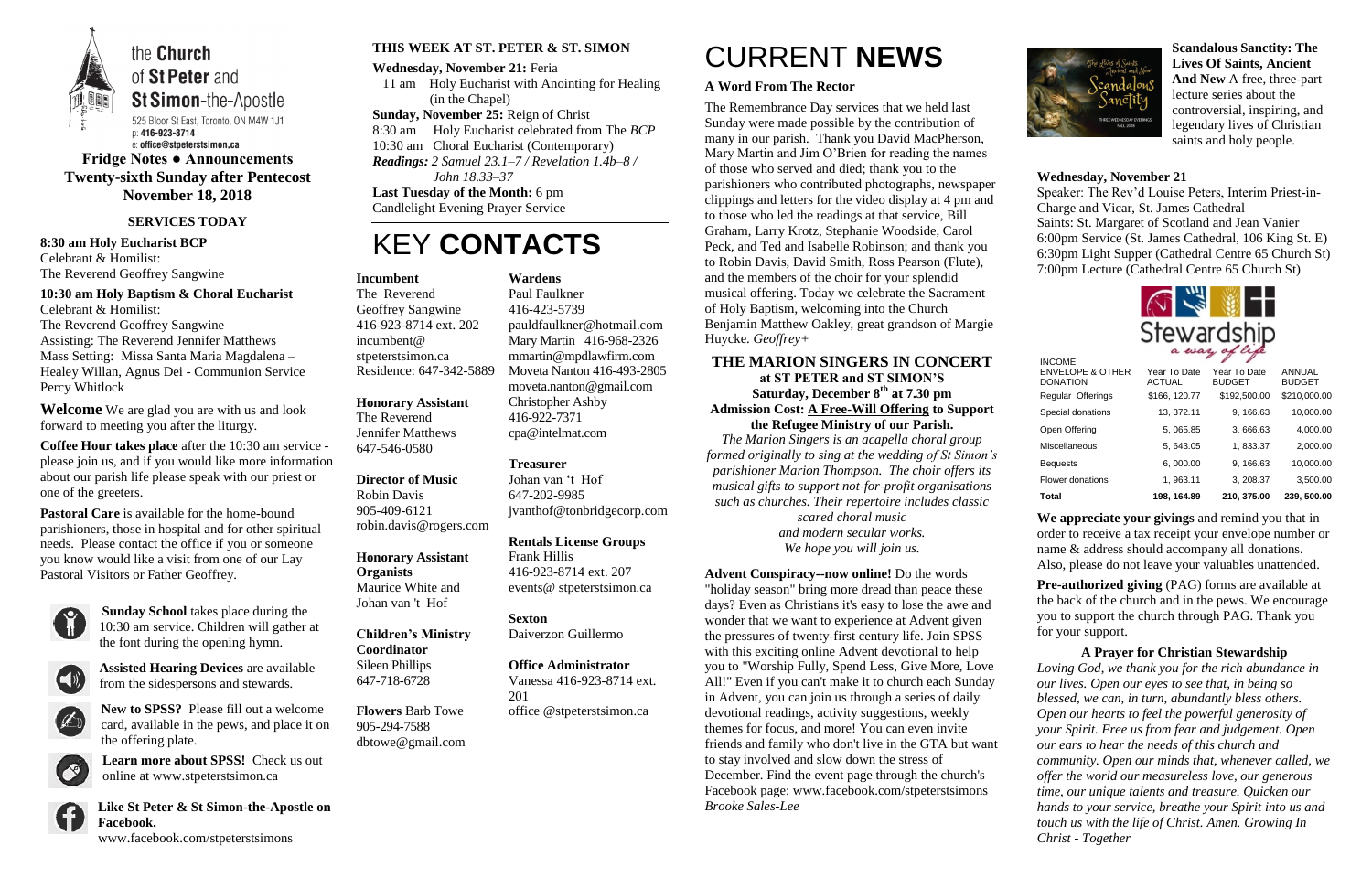the **Church** of **St Peter** and **St Simon**-the-Apostle
525 Bloor St East, Toronto, ON M4W 1J1
p: 416-923-8714
e: office@stpeterstsimon.ca

**Fridge Notes ● Announcements**
**Twenty-sixth Sunday after Pentecost**
**November 18, 2018**

## SERVICES TODAY

**8:30 am Holy Eucharist BCP**
Celebrant & Homilist:
The Reverend Geoffrey Sangwine

**10:30 am Holy Baptism & Choral Eucharist**
Celebrant & Homilist:
The Reverend Geoffrey Sangwine
Assisting: The Reverend Jennifer Matthews
Mass Setting: Missa Santa Maria Magdalena – Healey Willan, Agnus Dei - Communion Service Percy Whitlock

**Welcome** We are glad you are with us and look forward to meeting you after the liturgy.

**Coffee Hour takes place** after the 10:30 am service - please join us, and if you would like more information about our parish life please speak with our priest or one of the greeters.

**Pastoral Care** is available for the home-bound parishioners, those in hospital and for other spiritual needs. Please contact the office if you or someone you know would like a visit from one of our Lay Pastoral Visitors or Father Geoffrey.

**Sunday School** takes place during the 10:30 am service. Children will gather at the font during the opening hymn.

**Assisted Hearing Devices** are available from the sidespersons and stewards.

**New to SPSS?** Please fill out a welcome card, available in the pews, and place it on the offering plate.

**Learn more about SPSS!** Check us out online at www.stpeterstsimon.ca

**Like St Peter & St Simon-the-Apostle on Facebook.**
www.facebook.com/stpeterstsimons

## THIS WEEK AT ST. PETER & ST. SIMON

**Wednesday, November 21:** Feria
11 am Holy Eucharist with Anointing for Healing (in the Chapel)
**Sunday, November 25:** Reign of Christ
8:30 am Holy Eucharist celebrated from The *BCP*
10:30 am Choral Eucharist (Contemporary)
***Readings:*** *2 Samuel 23.1–7 / Revelation 1.4b–8 / John 18.33–37*
**Last Tuesday of the Month:** 6 pm
Candlelight Evening Prayer Service

# KEY **CONTACTS**

**Incumbent**
The Reverend Geoffrey Sangwine
416-923-8714 ext. 202
incumbent@ stpeterstsimon.ca
Residence: 647-342-5889

**Honorary Assistant**
The Reverend Jennifer Matthews
647-546-0580

**Director of Music**
Robin Davis
905-409-6121
robin.davis@rogers.com

**Honorary Assistant Organists**
Maurice White and Johan van 't Hof

**Children's Ministry Coordinator**
Sileen Phillips
647-718-6728

**Flowers** Barb Towe
905-294-7588
dbtowe@gmail.com

**Wardens**
Paul Faulkner
416-423-5739
pauldfaulkner@hotmail.com
Mary Martin 416-968-2326
mmartin@mpdlawfirm.com
Moveta Nanton 416-493-2805
moveta.nanton@gmail.com
Christopher Ashby
416-922-7371
cpa@intelmat.com

**Treasurer**
Johan van 't Hof
647-202-9985
jvanthof@tonbridgecorp.com

**Rentals License Groups**
Frank Hillis
416-923-8714 ext. 207
events@ stpeterstsimon.ca

**Sexton**
Daiverzon Guillermo

**Office Administrator**
Vanessa 416-923-8714 ext. 201
office @stpeterstsimon.ca

# CURRENT **NEWS**

### A Word From The Rector

The Remembrance Day services that we held last Sunday were made possible by the contribution of many in our parish. Thank you David MacPherson, Mary Martin and Jim O'Brien for reading the names of those who served and died; thank you to the parishioners who contributed photographs, newspaper clippings and letters for the video display at 4 pm and to those who led the readings at that service, Bill Graham, Larry Krotz, Stephanie Woodside, Carol Peck, and Ted and Isabelle Robinson; and thank you to Robin Davis, David Smith, Ross Pearson (Flute), and the members of the choir for your splendid musical offering. Today we celebrate the Sacrament of Holy Baptism, welcoming into the Church Benjamin Matthew Oakley, great grandson of Margie Huycke. *Geoffrey+*

### THE MARION SINGERS IN CONCERT
**at ST PETER and ST SIMON'S**
**Saturday, December 8th at 7.30 pm**
**Admission Cost: A Free-Will Offering to Support the Refugee Ministry of our Parish.**

*The Marion Singers is an acapella choral group formed originally to sing at the wedding of St Simon's parishioner Marion Thompson. The choir offers its musical gifts to support not-for-profit organisations such as churches. Their repertoire includes classic scared choral music and modern secular works. We hope you will join us.*

**Advent Conspiracy--now online!** Do the words "holiday season" bring more dread than peace these days? Even as Christians it's easy to lose the awe and wonder that we want to experience at Advent given the pressures of twenty-first century life. Join SPSS with this exciting online Advent devotional to help you to "Worship Fully, Spend Less, Give More, Love All!" Even if you can't make it to church each Sunday in Advent, you can join us through a series of daily devotional readings, activity suggestions, weekly themes for focus, and more! You can even invite friends and family who don't live in the GTA but want to stay involved and slow down the stress of December. Find the event page through the church's Facebook page: www.facebook.com/stpeterstsimons *Brooke Sales-Lee*

**Scandalous Sanctity: The Lives Of Saints, Ancient And New** A free, three-part lecture series about the controversial, inspiring, and legendary lives of Christian saints and holy people.

**Wednesday, November 21**
Speaker: The Rev'd Louise Peters, Interim Priest-in-Charge and Vicar, St. James Cathedral
Saints: St. Margaret of Scotland and Jean Vanier
6:00pm Service (St. James Cathedral, 106 King St. E)
6:30pm Light Supper (Cathedral Centre 65 Church St)
7:00pm Lecture (Cathedral Centre 65 Church St)

Stewardship *a way of life*

| INCOME ENVELOPE & OTHER DONATION | Year To Date ACTUAL | Year To Date BUDGET | ANNUAL BUDGET |
|---|---|---|---|
| Regular Offerings | $166, 120.77 | $192,500.00 | $210,000.00 |
| Special donations | 13, 372.11 | 9, 166.63 | 10,000.00 |
| Open Offering | 5, 065.85 | 3, 666.63 | 4,000.00 |
| Miscellaneous | 5, 643.05 | 1, 833.37 | 2,000.00 |
| Bequests | 6, 000.00 | 9, 166.63 | 10,000.00 |
| Flower donations | 1, 963.11 | 3, 208.37 | 3,500.00 |
| **Total** | **198, 164.89** | **210, 375.00** | **239, 500.00** |

**We appreciate your givings** and remind you that in order to receive a tax receipt your envelope number or name & address should accompany all donations. Also, please do not leave your valuables unattended.

**Pre-authorized giving** (PAG) forms are available at the back of the church and in the pews. We encourage you to support the church through PAG. Thank you for your support.

### A Prayer for Christian Stewardship

*Loving God, we thank you for the rich abundance in our lives. Open our eyes to see that, in being so blessed, we can, in turn, abundantly bless others. Open our hearts to feel the powerful generosity of your Spirit. Free us from fear and judgement. Open our ears to hear the needs of this church and community. Open our minds that, whenever called, we offer the world our measureless love, our generous time, our unique talents and treasure. Quicken our hands to your service, breathe your Spirit into us and touch us with the life of Christ. Amen. Growing In Christ - Together*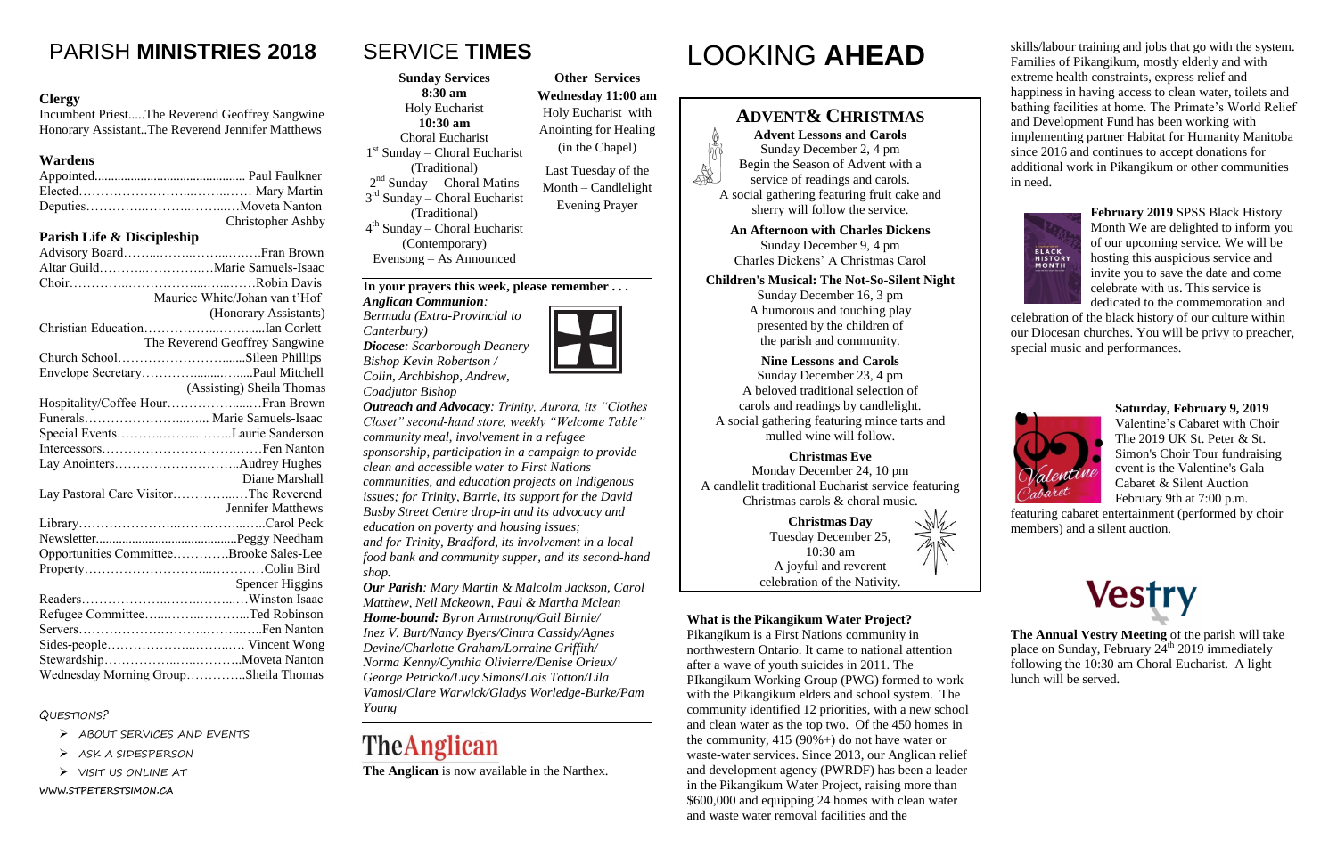# PARISH **MINISTRIES 2018**

### Clergy

Incumbent Priest.....The Reverend Geoffrey Sangwine
Honorary Assistant..The Reverend Jennifer Matthews

### Wardens

Appointed............................................. Paul Faulkner
Elected……………………...…….….… Mary Martin
Deputies…………..………..……..….Moveta Nanton
Christopher Ashby

### Parish Life & Discipleship

Advisory Board……..……..……...…….Fran Brown
Altar Guild………..…………….Marie Samuels-Isaac
Choir…………..………………...…..….Robin Davis
Maurice White/Johan van t'Hof
(Honorary Assistants)
Christian Education……………..…….......Ian Corlett
The Reverend Geoffrey Sangwine
Church School……………………......Sileen Phillips
Envelope Secretary………….......…....Paul Mitchell
(Assisting) Sheila Thomas
Hospitality/Coffee Hour……………......…Fran Brown
Funerals……………………..….... Marie Samuels-Isaac
Special Events………..…….....……..Laurie Sanderson
Intercessors……………………………..……Fen Nanton
Lay Anointers………………………..Audrey Hughes
Diane Marshall
Lay Pastoral Care Visitor…………..….The Reverend
Jennifer Matthews
Library…………………..……..……...…..Carol Peck
Newsletter...........................................Peggy Needham
Opportunities Committee………….Brooke Sales-Lee
Property……………………..…………Colin Bird
Spencer Higgins
Readers………………..…….……...….Winston Isaac
Refugee Committee…...……..………...Ted Robinson
Servers………………………..…….…….Fen Nanton
Sides-people……………….……..…… Vincent Wong
Stewardship……………...…..………..Moveta Nanton
Wednesday Morning Group…………..Sheila Thomas

QUESTIONS?

- ABOUT SERVICES AND EVENTS
- ASK A SIDESPERSON
- VISIT US ONLINE AT

WWW.STPETERSTSIMON.CA

# SERVICE **TIMES**

**Sunday Services**
**8:30 am**
Holy Eucharist
**10:30 am**
Choral Eucharist
1st Sunday – Choral Eucharist (Traditional)
2nd Sunday – Choral Matins
3rd Sunday – Choral Eucharist (Traditional)
4th Sunday – Choral Eucharist (Contemporary)
Evensong – As Announced

**Other Services**
**Wednesday 11:00 am**
Holy Eucharist with Anointing for Healing (in the Chapel)
Last Tuesday of the Month – Candlelight Evening Prayer

**In your prayers this week, please remember . . .**

***Anglican Communion:*** *Bermuda (Extra-Provincial to Canterbury)*
***Diocese:*** *Scarborough Deanery Bishop Kevin Robertson / Colin, Archbishop, Andrew, Coadjutor Bishop*
***Outreach and Advocacy:*** *Trinity, Aurora, its "Clothes Closet" second-hand store, weekly "Welcome Table" community meal, involvement in a refugee sponsorship, participation in a campaign to provide clean and accessible water to First Nations communities, and education projects on Indigenous issues; for Trinity, Barrie, its support for the David Busby Street Centre drop-in and its advocacy and education on poverty and housing issues; and for Trinity, Bradford, its involvement in a local food bank and community supper, and its second-hand shop.*
***Our Parish:*** *Mary Martin & Malcolm Jackson, Carol Matthew, Neil Mckeown, Paul & Martha Mclean*
***Home-bound:*** *Byron Armstrong/Gail Birnie/ Inez V. Burt/Nancy Byers/Cintra Cassidy/Agnes Devine/Charlotte Graham/Lorraine Griffith/ Norma Kenny/Cynthia Olivierre/Denise Orieux/ George Petricko/Lucy Simons/Lois Totton/Lila Vamosi/Clare Warwick/Gladys Worledge-Burke/Pam Young*

TheAnglican

**The Anglican** is now available in the Narthex.

# LOOKING **AHEAD**

## ADVENT& CHRISTMAS

**Advent Lessons and Carols**
Sunday December 2, 4 pm
Begin the Season of Advent with a service of readings and carols.
A social gathering featuring fruit cake and sherry will follow the service.

**An Afternoon with Charles Dickens**
Sunday December 9, 4 pm
Charles Dickens' A Christmas Carol

**Children's Musical: The Not-So-Silent Night**
Sunday December 16, 3 pm
A humorous and touching play presented by the children of the parish and community.

**Nine Lessons and Carols**
Sunday December 23, 4 pm
A beloved traditional selection of carols and readings by candlelight.
A social gathering featuring mince tarts and mulled wine will follow.

**Christmas Eve**
Monday December 24, 10 pm
A candlelit traditional Eucharist service featuring Christmas carols & choral music.

**Christmas Day**
Tuesday December 25, 10:30 am
A joyful and reverent celebration of the Nativity.

**What is the Pikangikum Water Project?**

Pikangikum is a First Nations community in northwestern Ontario. It came to national attention after a wave of youth suicides in 2011. The PIkangikum Working Group (PWG) formed to work with the Pikangikum elders and school system. The community identified 12 priorities, with a new school and clean water as the top two. Of the 450 homes in the community, 415 (90%+) do not have water or waste-water services. Since 2013, our Anglican relief and development agency (PWRDF) has been a leader in the Pikangikum Water Project, raising more than $600,000 and equipping 24 homes with clean water and waste water removal facilities and the skills/labour training and jobs that go with the system. Families of Pikangikum, mostly elderly and with extreme health constraints, express relief and happiness in having access to clean water, toilets and bathing facilities at home. The Primate's World Relief and Development Fund has been working with implementing partner Habitat for Humanity Manitoba since 2016 and continues to accept donations for additional work in Pikangikum or other communities in need.

**February 2019** SPSS Black History Month We are delighted to inform you of our upcoming service. We will be hosting this auspicious service and invite you to save the date and come celebrate with us. This service is dedicated to the commemoration and celebration of the black history of our culture within our Diocesan churches. You will be privy to preacher, special music and performances.

**Saturday, February 9, 2019**
Valentine's Cabaret with Choir The 2019 UK St. Peter & St. Simon's Choir Tour fundraising event is the Valentine's Gala Cabaret & Silent Auction February 9th at 7:00 p.m. featuring cabaret entertainment (performed by choir members) and a silent auction.

**The Annual Vestry Meeting** of the parish will take place on Sunday, February 24th 2019 immediately following the 10:30 am Choral Eucharist. A light lunch will be served.